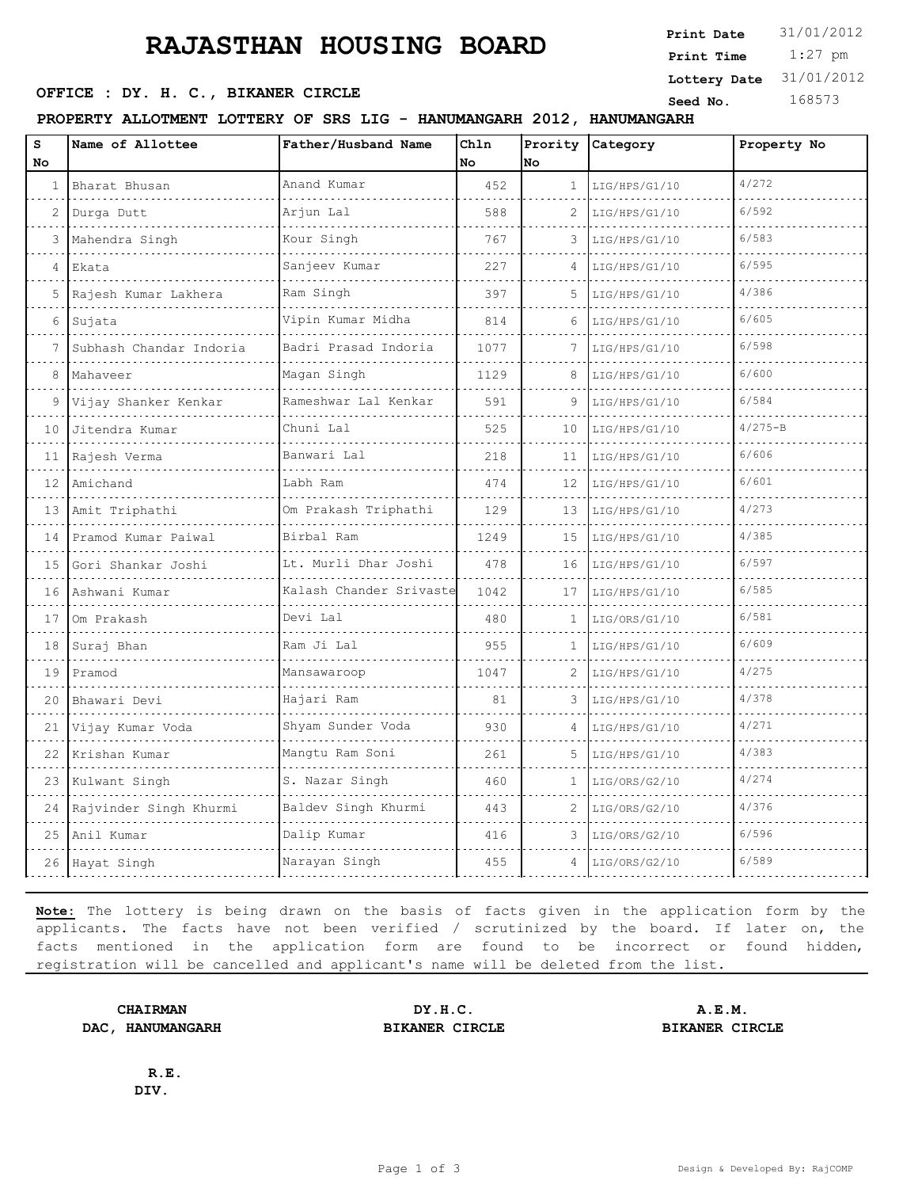# RAJASTHAN HOUSING BOARD

**Print Date** 31/01/2012
**Print Time** 1:27 pm
**Lottery Date** 31/01/2012
**Seed No.** 168573

**OFFICE : DY. H. C., BIKANER CIRCLE**

**PROPERTY ALLOTMENT LOTTERY OF SRS LIG - HANUMANGARH 2012, HANUMANGARH**

| S No | Name of Allottee | Father/Husband Name | Chln No | Prority No | Category | Property No |
|---|---|---|---|---|---|---|
| 1 | Bharat Bhusan | Anand Kumar | 452 | 1 | LIG/HPS/G1/10 | 4/272 |
| 2 | Durga Dutt | Arjun Lal | 588 | 2 | LIG/HPS/G1/10 | 6/592 |
| 3 | Mahendra Singh | Kour Singh | 767 | 3 | LIG/HPS/G1/10 | 6/583 |
| 4 | Ekata | Sanjeev Kumar | 227 | 4 | LIG/HPS/G1/10 | 6/595 |
| 5 | Rajesh Kumar Lakhera | Ram Singh | 397 | 5 | LIG/HPS/G1/10 | 4/386 |
| 6 | Sujata | Vipin Kumar Midha | 814 | 6 | LIG/HPS/G1/10 | 6/605 |
| 7 | Subhash Chandar Indoria | Badri Prasad Indoria | 1077 | 7 | LIG/HPS/G1/10 | 6/598 |
| 8 | Mahaveer | Magan Singh | 1129 | 8 | LIG/HPS/G1/10 | 6/600 |
| 9 | Vijay Shanker Kenkar | Rameshwar Lal Kenkar | 591 | 9 | LIG/HPS/G1/10 | 6/584 |
| 10 | Jitendra Kumar | Chuni Lal | 525 | 10 | LIG/HPS/G1/10 | 4/275-B |
| 11 | Rajesh Verma | Banwari Lal | 218 | 11 | LIG/HPS/G1/10 | 6/606 |
| 12 | Amichand | Labh Ram | 474 | 12 | LIG/HPS/G1/10 | 6/601 |
| 13 | Amit Triphathi | Om Prakash Triphathi | 129 | 13 | LIG/HPS/G1/10 | 4/273 |
| 14 | Pramod Kumar Paiwal | Birbal Ram | 1249 | 15 | LIG/HPS/G1/10 | 4/385 |
| 15 | Gori Shankar Joshi | Lt. Murli Dhar Joshi | 478 | 16 | LIG/HPS/G1/10 | 6/597 |
| 16 | Ashwani Kumar | Kalash Chander Srivaste | 1042 | 17 | LIG/HPS/G1/10 | 6/585 |
| 17 | Om Prakash | Devi Lal | 480 | 1 | LIG/ORS/G1/10 | 6/581 |
| 18 | Suraj Bhan | Ram Ji Lal | 955 | 1 | LIG/HPS/G1/10 | 6/609 |
| 19 | Pramod | Mansawaroop | 1047 | 2 | LIG/HPS/G1/10 | 4/275 |
| 20 | Bhawari Devi | Hajari Ram | 81 | 3 | LIG/HPS/G1/10 | 4/378 |
| 21 | Vijay Kumar Voda | Shyam Sunder Voda | 930 | 4 | LIG/HPS/G1/10 | 4/271 |
| 22 | Krishan Kumar | Mangtu Ram Soni | 261 | 5 | LIG/HPS/G1/10 | 4/383 |
| 23 | Kulwant Singh | S. Nazar Singh | 460 | 1 | LIG/ORS/G2/10 | 4/274 |
| 24 | Rajvinder Singh Khurmi | Baldev Singh Khurmi | 443 | 2 | LIG/ORS/G2/10 | 4/376 |
| 25 | Anil Kumar | Dalip Kumar | 416 | 3 | LIG/ORS/G2/10 | 6/596 |
| 26 | Hayat Singh | Narayan Singh | 455 | 4 | LIG/ORS/G2/10 | 6/589 |

**Note:** The lottery is being drawn on the basis of facts given in the application form by the applicants. The facts have not been verified / scrutinized by the board. If later on, the facts mentioned in the application form are found to be incorrect or found hidden, registration will be cancelled and applicant's name will be deleted from the list.

**CHAIRMAN**
**DAC, HANUMANGARH**

**DY.H.C.**
**BIKANER CIRCLE**

**A.E.M.**
**BIKANER CIRCLE**

**R.E.**
**DIV.**

Design & Developed By: RajCOMP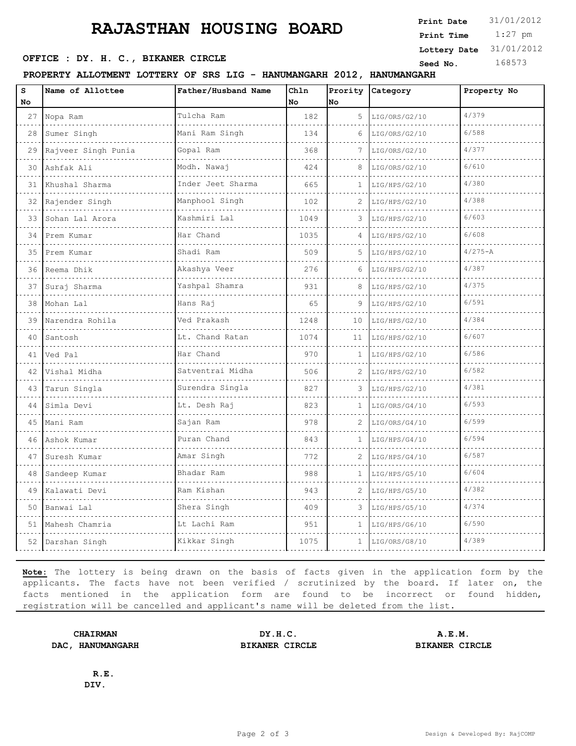# RAJASTHAN HOUSING BOARD

**Print Date** 31/01/2012
**Print Time** 1:27 pm
**Lottery Date** 31/01/2012
**Seed No.** 168573

**OFFICE : DY. H. C., BIKANER CIRCLE**

**PROPERTY ALLOTMENT LOTTERY OF SRS LIG - HANUMANGARH 2012, HANUMANGARH**

| S No | Name of Allottee | Father/Husband Name | Chln No | Prority No | Category | Property No |
|---|---|---|---|---|---|---|
| 27 | Nopa Ram | Tulcha Ram | 182 | 5 | LIG/ORS/G2/10 | 4/379 |
| 28 | Sumer Singh | Mani Ram Singh | 134 | 6 | LIG/ORS/G2/10 | 6/588 |
| 29 | Rajveer Singh Punia | Gopal Ram | 368 | 7 | LIG/ORS/G2/10 | 4/377 |
| 30 | Ashfak Ali | Modh. Nawaj | 424 | 8 | LIG/ORS/G2/10 | 6/610 |
| 31 | Khushal Sharma | Inder Jeet Sharma | 665 | 1 | LIG/HPS/G2/10 | 4/380 |
| 32 | Rajender Singh | Manphool Singh | 102 | 2 | LIG/HPS/G2/10 | 4/388 |
| 33 | Sohan Lal Arora | Kashmiri Lal | 1049 | 3 | LIG/HPS/G2/10 | 6/603 |
| 34 | Prem Kumar | Har Chand | 1035 | 4 | LIG/HPS/G2/10 | 6/608 |
| 35 | Prem Kumar | Shadi Ram | 509 | 5 | LIG/HPS/G2/10 | 4/275-A |
| 36 | Reema Dhik | Akashya Veer | 276 | 6 | LIG/HPS/G2/10 | 4/387 |
| 37 | Suraj Sharma | Yashpal Shamra | 931 | 8 | LIG/HPS/G2/10 | 4/375 |
| 38 | Mohan Lal | Hans Raj | 65 | 9 | LIG/HPS/G2/10 | 6/591 |
| 39 | Narendra Rohila | Ved Prakash | 1248 | 10 | LIG/HPS/G2/10 | 4/384 |
| 40 | Santosh | Lt. Chand Ratan | 1074 | 11 | LIG/HPS/G2/10 | 6/607 |
| 41 | Ved Pal | Har Chand | 970 | 1 | LIG/HPS/G2/10 | 6/586 |
| 42 | Vishal Midha | Satventrai Midha | 506 | 2 | LIG/HPS/G2/10 | 6/582 |
| 43 | Tarun Singla | Surendra Singla | 827 | 3 | LIG/HPS/G2/10 | 4/381 |
| 44 | Simla Devi | Lt. Desh Raj | 823 | 1 | LIG/ORS/G4/10 | 6/593 |
| 45 | Mani Ram | Sajan Ram | 978 | 2 | LIG/ORS/G4/10 | 6/599 |
| 46 | Ashok Kumar | Puran Chand | 843 | 1 | LIG/HPS/G4/10 | 6/594 |
| 47 | Suresh Kumar | Amar Singh | 772 | 2 | LIG/HPS/G4/10 | 6/587 |
| 48 | Sandeep Kumar | Bhadar Ram | 988 | 1 | LIG/HPS/G5/10 | 6/604 |
| 49 | Kalawati Devi | Ram Kishan | 943 | 2 | LIG/HPS/G5/10 | 4/382 |
| 50 | Banwai Lal | Shera Singh | 409 | 3 | LIG/HPS/G5/10 | 4/374 |
| 51 | Mahesh Chamria | Lt Lachi Ram | 951 | 1 | LIG/HPS/G6/10 | 6/590 |
| 52 | Darshan Singh | Kikkar Singh | 1075 | 1 | LIG/ORS/G8/10 | 4/389 |

**Note:** The lottery is being drawn on the basis of facts given in the application form by the applicants. The facts have not been verified / scrutinized by the board. If later on, the facts mentioned in the application form are found to be incorrect or found hidden, registration will be cancelled and applicant's name will be deleted from the list.

**CHAIRMAN**
**DAC, HANUMANGARH**

**DY.H.C.**
**BIKANER CIRCLE**

**A.E.M.**
**BIKANER CIRCLE**

**R.E.**
**DIV.**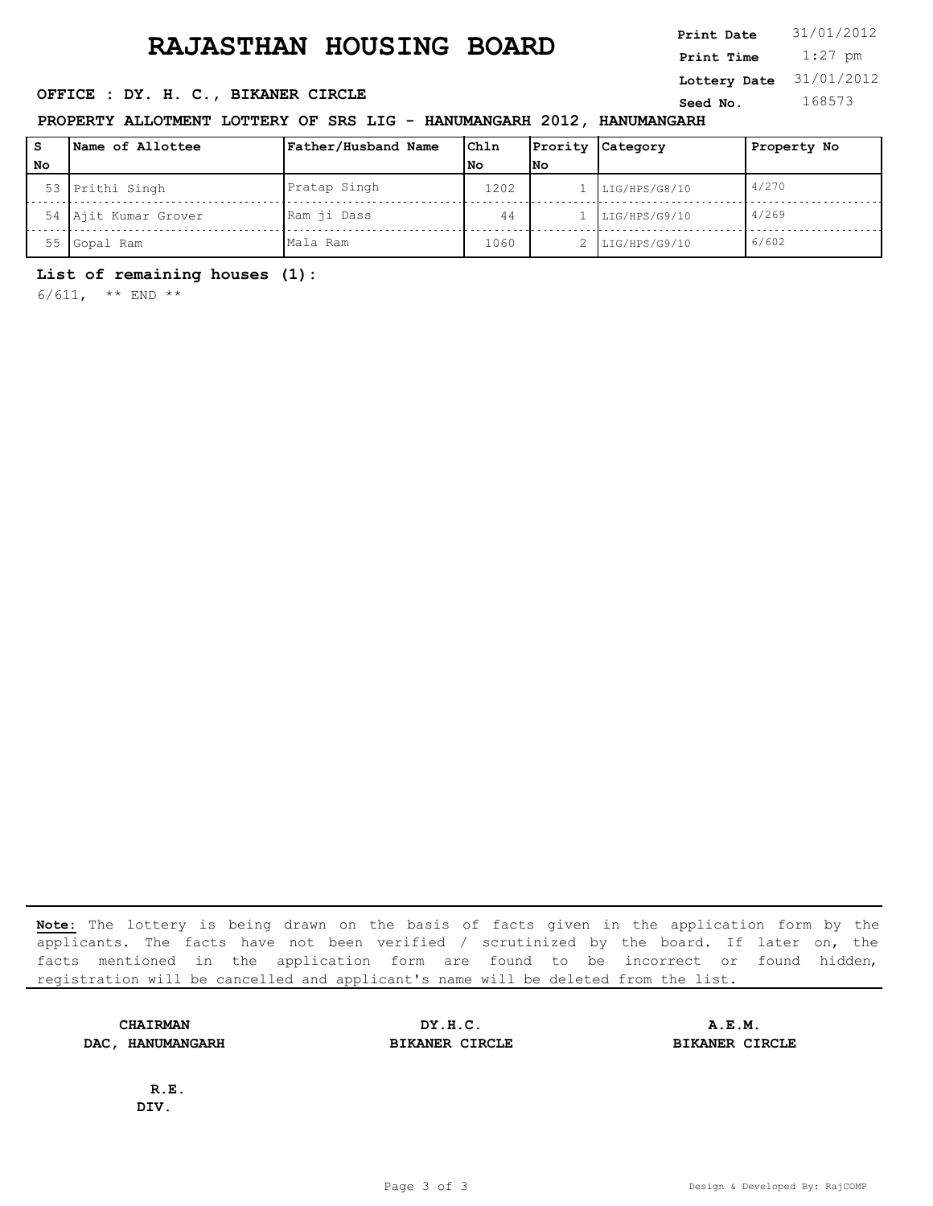# RAJASTHAN HOUSING BOARD

**Print Date** 31/01/2012
**Print Time** 1:27 pm
**Lottery Date** 31/01/2012
**Seed No.** 168573

**OFFICE : DY. H. C., BIKANER CIRCLE**

**PROPERTY ALLOTMENT LOTTERY OF SRS LIG - HANUMANGARH 2012, HANUMANGARH**

| S No | Name of Allottee | Father/Husband Name | Chln No | Prority No | Category | Property No |
|---|---|---|---|---|---|---|
| 53 | Prithi Singh | Pratap Singh | 1202 | 1 | LIG/HPS/G8/10 | 4/270 |
| 54 | Ajit Kumar Grover | Ram ji Dass | 44 | 1 | LIG/HPS/G9/10 | 4/269 |
| 55 | Gopal Ram | Mala Ram | 1060 | 2 | LIG/HPS/G9/10 | 6/602 |

**List of remaining houses (1):**

6/611, ** END **

**Note:** The lottery is being drawn on the basis of facts given in the application form by the applicants. The facts have not been verified / scrutinized by the board. If later on, the facts mentioned in the application form are found to be incorrect or found hidden, registration will be cancelled and applicant's name will be deleted from the list.

**CHAIRMAN**
**DAC, HANUMANGARH**

**DY.H.C.**
**BIKANER CIRCLE**

**A.E.M.**
**BIKANER CIRCLE**

**R.E.**
**DIV.**

Design & Developed By: RajCOMP